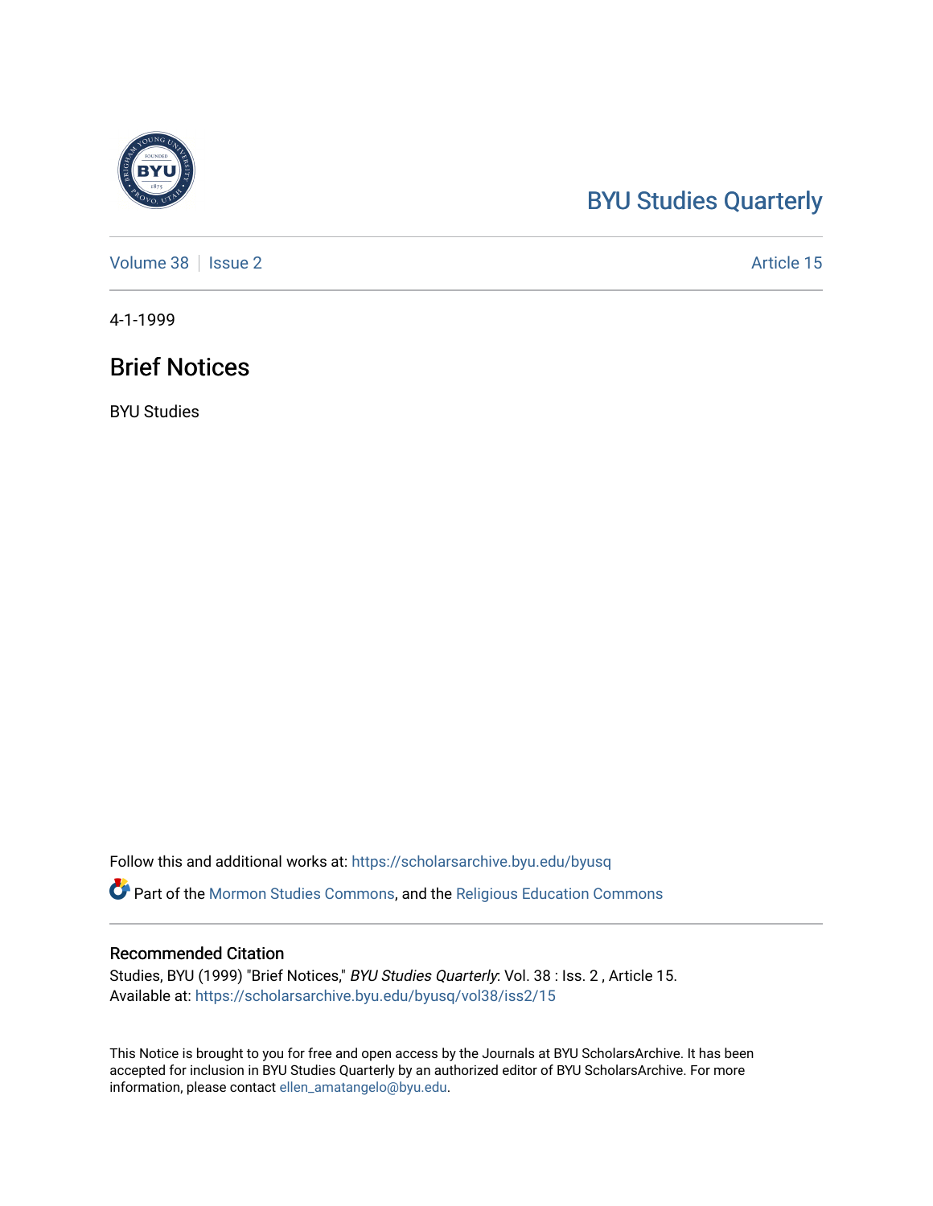BYU Studies Quarterly

Volume 38 | Issue 2 | Article 15

4-1-1999

# Brief Notices

BYU Studies

Follow this and additional works at: https://scholarsarchive.byu.edu/byusq

Part of the Mormon Studies Commons, and the Religious Education Commons

## Recommended Citation

Studies, BYU (1999) "Brief Notices," *BYU Studies Quarterly*: Vol. 38 : Iss. 2 , Article 15.
Available at: https://scholarsarchive.byu.edu/byusq/vol38/iss2/15

This Notice is brought to you for free and open access by the Journals at BYU ScholarsArchive. It has been accepted for inclusion in BYU Studies Quarterly by an authorized editor of BYU ScholarsArchive. For more information, please contact ellen_amatangelo@byu.edu.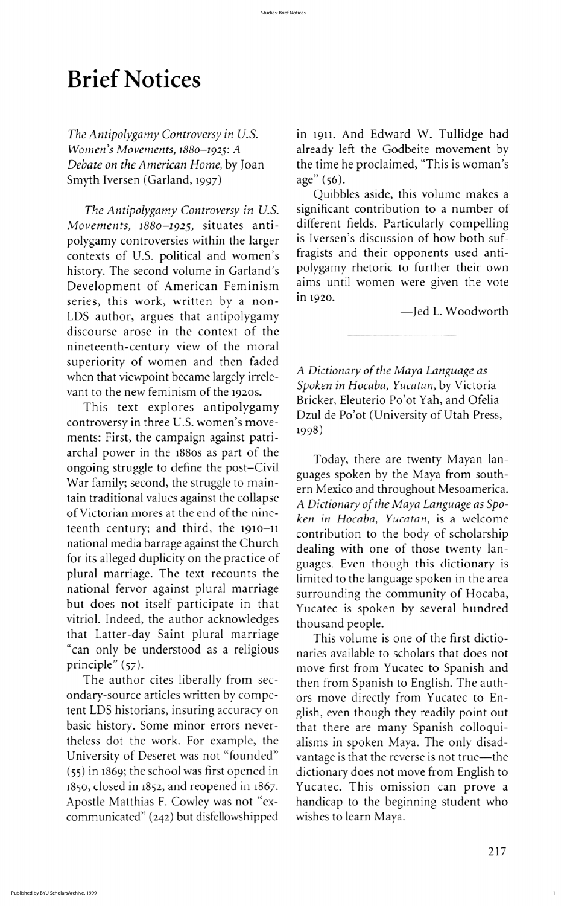# Brief Notices

*The Antipolygamy Controversy in U.S. Women's Movements, 1880–1925: A Debate on the American Home*, by Joan Smyth Iversen (Garland, 1997)

*The Antipolygamy Controversy in U.S. Movements, 1880–1925,* situates antipolygamy controversies within the larger contexts of U.S. political and women's history. The second volume in Garland's Development of American Feminism series, this work, written by a non-LDS author, argues that antipolygamy discourse arose in the context of the nineteenth-century view of the moral superiority of women and then faded when that viewpoint became largely irrelevant to the new feminism of the 1920s.

This text explores antipolygamy controversy in three U.S. women's movements: First, the campaign against patriarchal power in the 1880s as part of the ongoing struggle to define the post–Civil War family; second, the struggle to maintain traditional values against the collapse of Victorian mores at the end of the nineteenth century; and third, the 1910–11 national media barrage against the Church for its alleged duplicity on the practice of plural marriage. The text recounts the national fervor against plural marriage but does not itself participate in that vitriol. Indeed, the author acknowledges that Latter-day Saint plural marriage "can only be understood as a religious principle" (57).

The author cites liberally from secondary-source articles written by competent LDS historians, insuring accuracy on basic history. Some minor errors nevertheless dot the work. For example, the University of Deseret was not "founded" (55) in 1869; the school was first opened in 1850, closed in 1852, and reopened in 1867. Apostle Matthias F. Cowley was not "excommunicated" (242) but disfellowshipped in 1911. And Edward W. Tullidge had already left the Godbeite movement by the time he proclaimed, "This is woman's age" (56).

Quibbles aside, this volume makes a significant contribution to a number of different fields. Particularly compelling is Iversen's discussion of how both suffragists and their opponents used antipolygamy rhetoric to further their own aims until women were given the vote in 1920.

—Jed L. Woodworth

---

*A Dictionary of the Maya Language as Spoken in Hocaba, Yucatan*, by Victoria Bricker, Eleuterio Po'ot Yah, and Ofelia Dzul de Po'ot (University of Utah Press, 1998)

Today, there are twenty Mayan languages spoken by the Maya from southern Mexico and throughout Mesoamerica. *A Dictionary of the Maya Language as Spoken in Hocaba, Yucatan,* is a welcome contribution to the body of scholarship dealing with one of those twenty languages. Even though this dictionary is limited to the language spoken in the area surrounding the community of Hocaba, Yucatec is spoken by several hundred thousand people.

This volume is one of the first dictionaries available to scholars that does not move first from Yucatec to Spanish and then from Spanish to English. The authors move directly from Yucatec to English, even though they readily point out that there are many Spanish colloquialisms in spoken Maya. The only disadvantage is that the reverse is not true—the dictionary does not move from English to Yucatec. This omission can prove a handicap to the beginning student who wishes to learn Maya.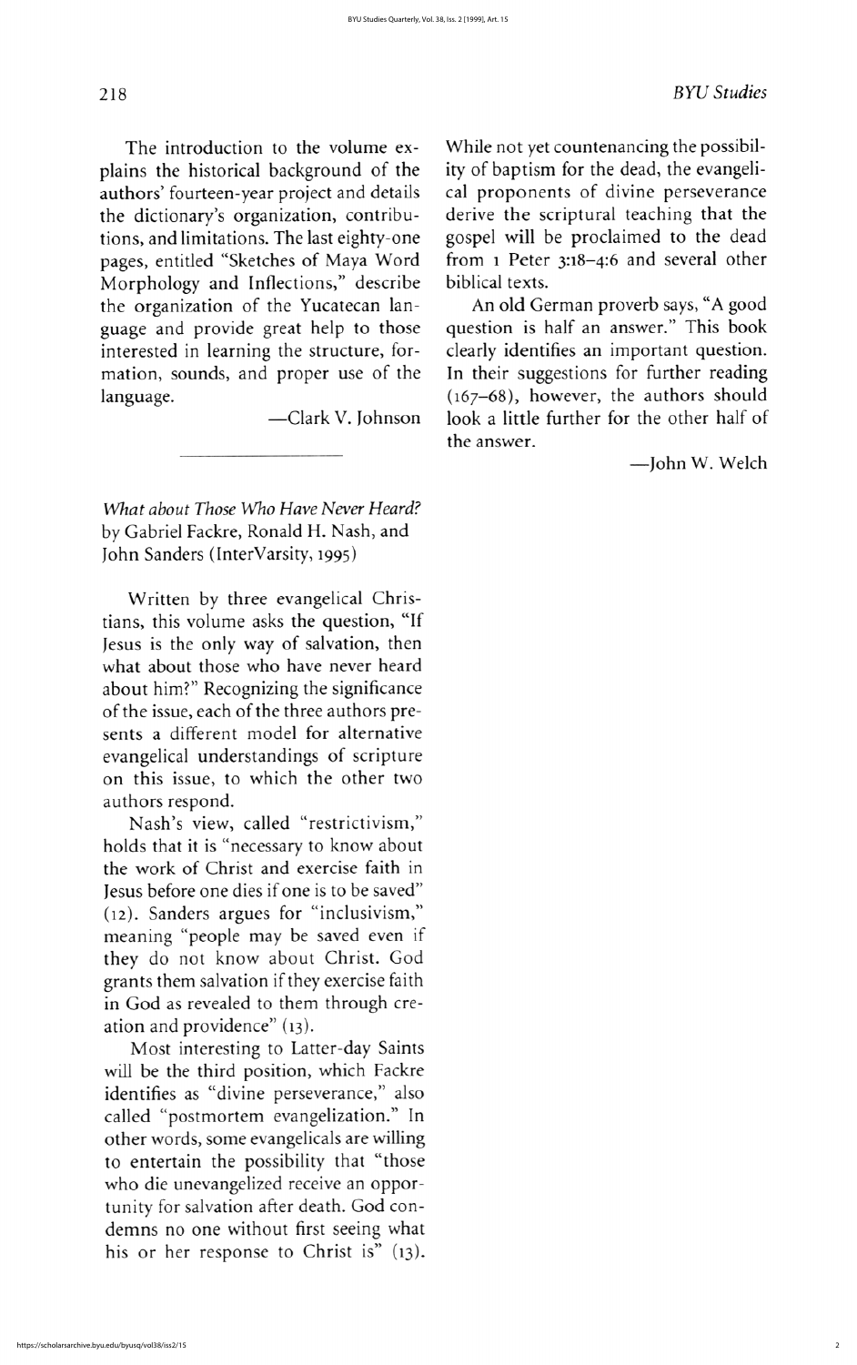The introduction to the volume explains the historical background of the authors' fourteen-year project and details the dictionary's organization, contributions, and limitations. The last eighty-one pages, entitled "Sketches of Maya Word Morphology and Inflections," describe the organization of the Yucatecan language and provide great help to those interested in learning the structure, formation, sounds, and proper use of the language.

—Clark V. Johnson

---

*What about Those Who Have Never Heard?* by Gabriel Fackre, Ronald H. Nash, and John Sanders (InterVarsity, 1995)

Written by three evangelical Christians, this volume asks the question, "If Jesus is the only way of salvation, then what about those who have never heard about him?" Recognizing the significance of the issue, each of the three authors presents a different model for alternative evangelical understandings of scripture on this issue, to which the other two authors respond.

Nash's view, called "restrictivism," holds that it is "necessary to know about the work of Christ and exercise faith in Jesus before one dies if one is to be saved" (12). Sanders argues for "inclusivism," meaning "people may be saved even if they do not know about Christ. God grants them salvation if they exercise faith in God as revealed to them through creation and providence" (13).

Most interesting to Latter-day Saints will be the third position, which Fackre identifies as "divine perseverance," also called "postmortem evangelization." In other words, some evangelicals are willing to entertain the possibility that "those who die unevangelized receive an opportunity for salvation after death. God condemns no one without first seeing what his or her response to Christ is" (13). While not yet countenancing the possibility of baptism for the dead, the evangelical proponents of divine perseverance derive the scriptural teaching that the gospel will be proclaimed to the dead from 1 Peter 3:18–4:6 and several other biblical texts.

An old German proverb says, "A good question is half an answer." This book clearly identifies an important question. In their suggestions for further reading (167–68), however, the authors should look a little further for the other half of the answer.

—John W. Welch